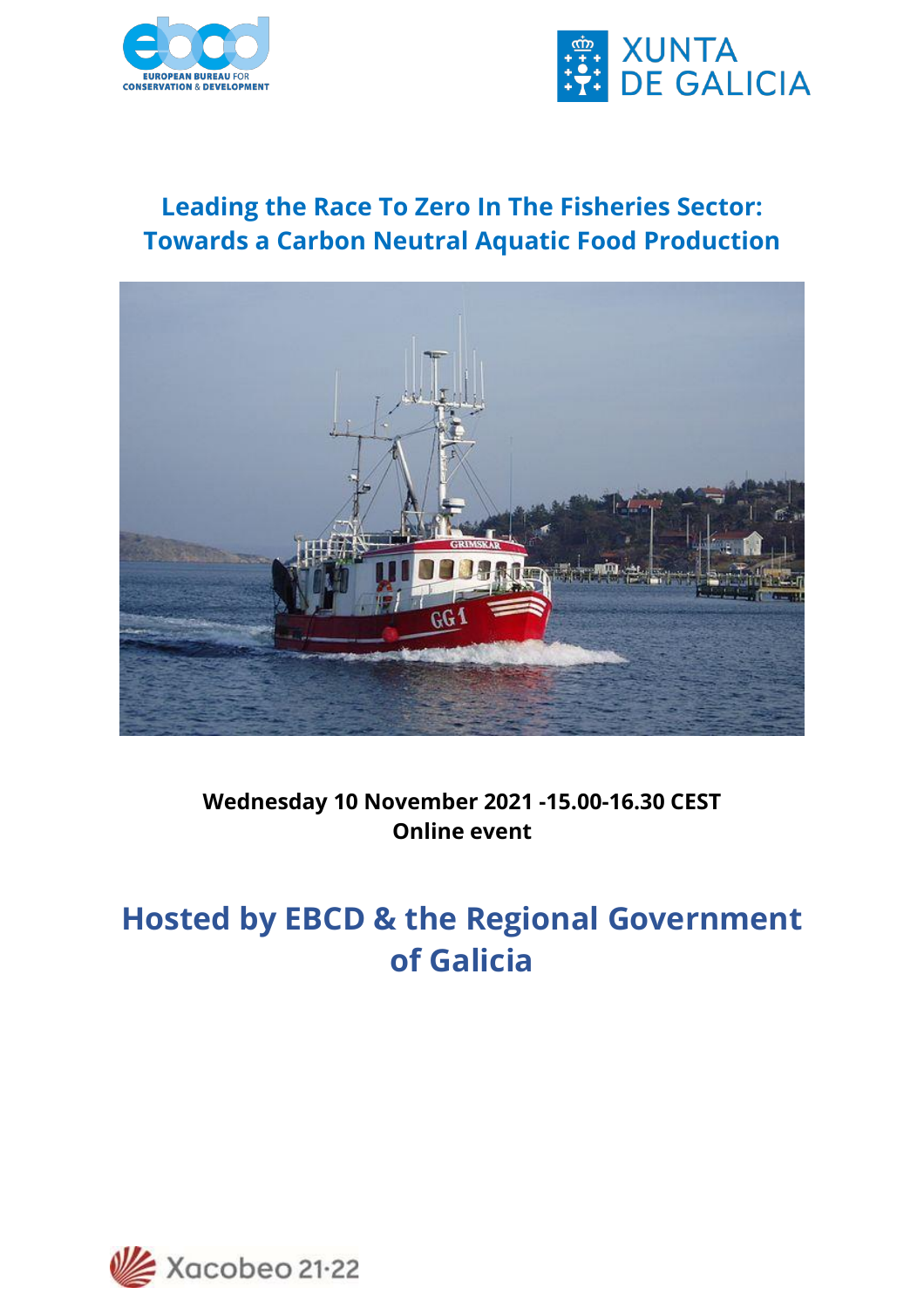# Leading the Race To Zero In The Fisheries Sector: Towards a Carbon Neutral Aquatic Food Production

**Wednesday 10 November 2021 -15.00-16.30 CEST**
**Online event**

## Hosted by EBCD & the Regional Government of Galicia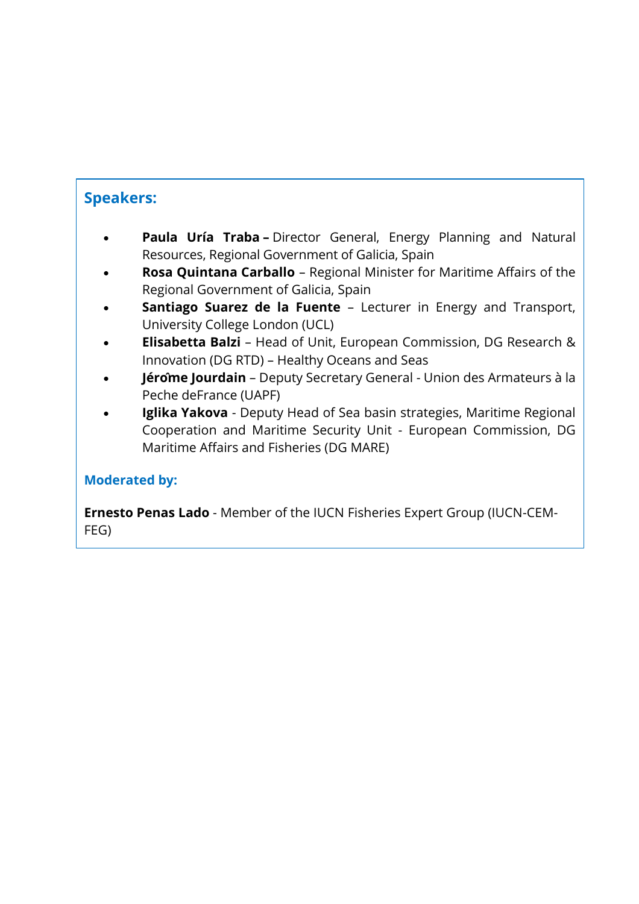## Speakers:

- **Paula Uría Traba –** Director General, Energy Planning and Natural Resources, Regional Government of Galicia, Spain
- **Rosa Quintana Carballo** – Regional Minister for Maritime Affairs of the Regional Government of Galicia, Spain
- **Santiago Suarez de la Fuente** – Lecturer in Energy and Transport, University College London (UCL)
- **Elisabetta Balzi** – Head of Unit, European Commission, DG Research & Innovation (DG RTD) – Healthy Oceans and Seas
- **Jérôme Jourdain** – Deputy Secretary General - Union des Armateurs à la Peche deFrance (UAPF)
- **Iglika Yakova** - Deputy Head of Sea basin strategies, Maritime Regional Cooperation and Maritime Security Unit - European Commission, DG Maritime Affairs and Fisheries (DG MARE)

## Moderated by:

**Ernesto Penas Lado** - Member of the IUCN Fisheries Expert Group (IUCN-CEM-FEG)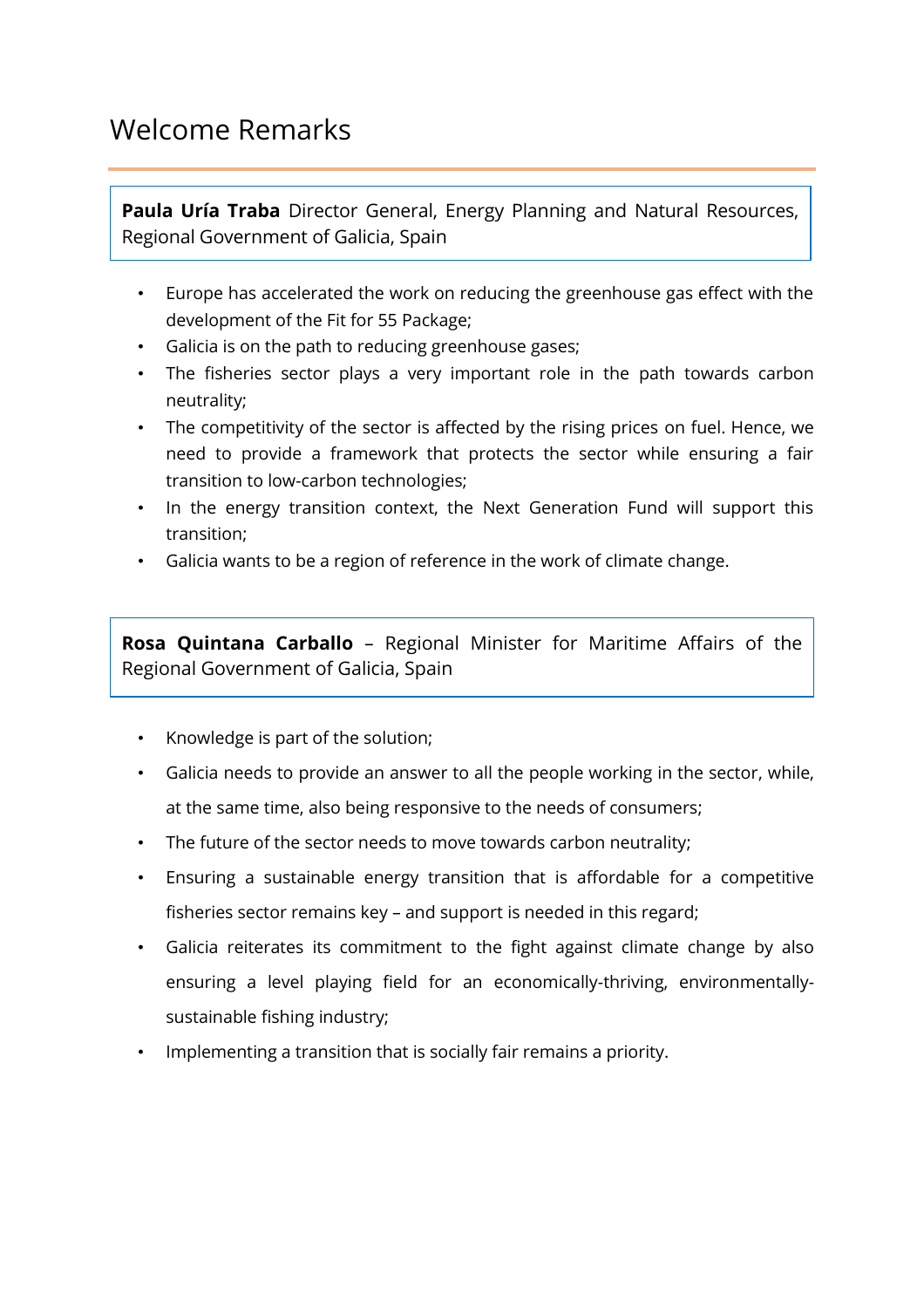# Welcome Remarks

**Paula Uría Traba** Director General, Energy Planning and Natural Resources, Regional Government of Galicia, Spain

- Europe has accelerated the work on reducing the greenhouse gas effect with the development of the Fit for 55 Package;
- Galicia is on the path to reducing greenhouse gases;
- The fisheries sector plays a very important role in the path towards carbon neutrality;
- The competitivity of the sector is affected by the rising prices on fuel. Hence, we need to provide a framework that protects the sector while ensuring a fair transition to low-carbon technologies;
- In the energy transition context, the Next Generation Fund will support this transition;
- Galicia wants to be a region of reference in the work of climate change.

**Rosa Quintana Carballo** – Regional Minister for Maritime Affairs of the Regional Government of Galicia, Spain

- Knowledge is part of the solution;
- Galicia needs to provide an answer to all the people working in the sector, while, at the same time, also being responsive to the needs of consumers;
- The future of the sector needs to move towards carbon neutrality;
- Ensuring a sustainable energy transition that is affordable for a competitive fisheries sector remains key – and support is needed in this regard;
- Galicia reiterates its commitment to the fight against climate change by also ensuring a level playing field for an economically-thriving, environmentally-sustainable fishing industry;
- Implementing a transition that is socially fair remains a priority.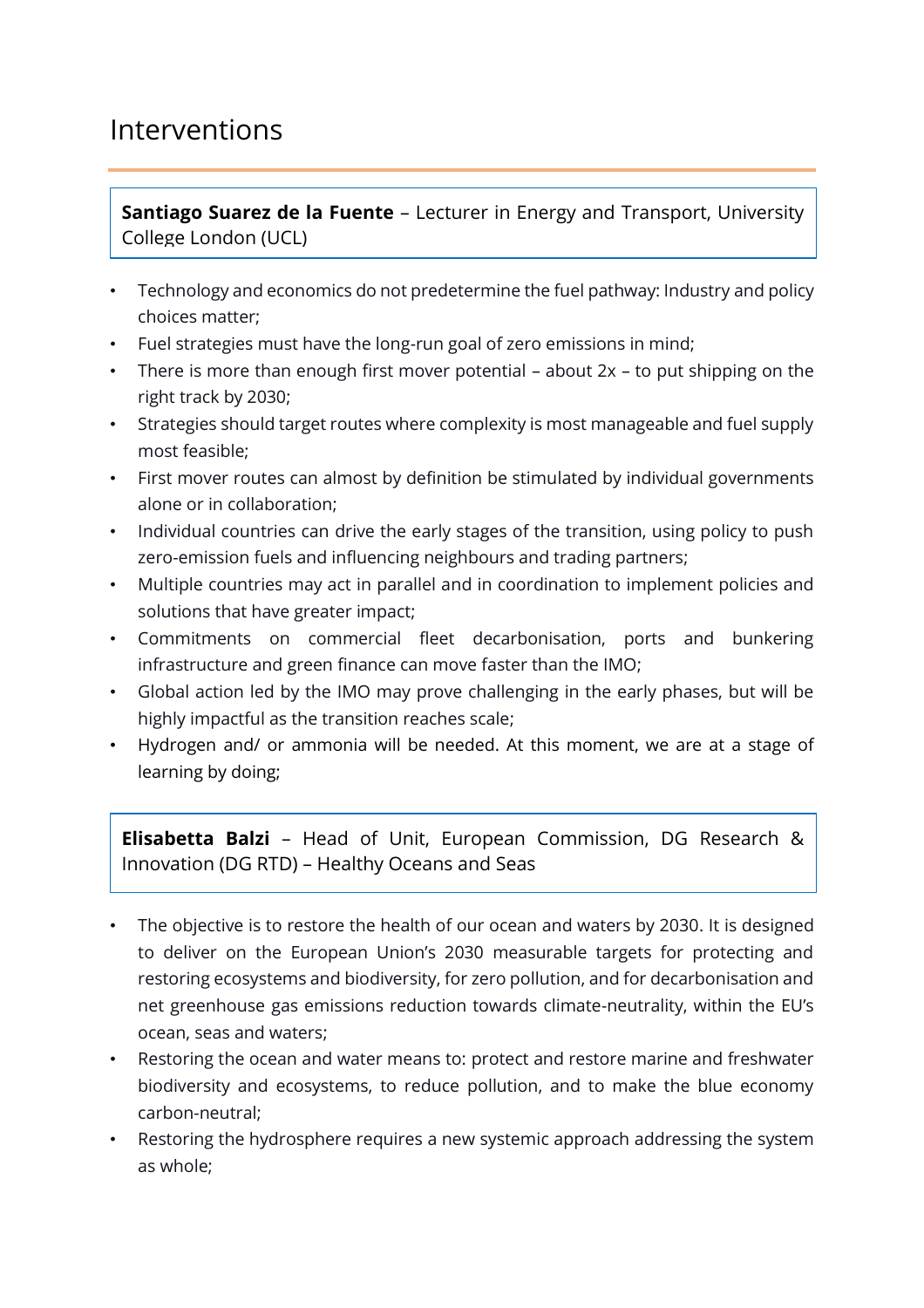# Interventions

**Santiago Suarez de la Fuente** – Lecturer in Energy and Transport, University College London (UCL)

- Technology and economics do not predetermine the fuel pathway: Industry and policy choices matter;
- Fuel strategies must have the long-run goal of zero emissions in mind;
- There is more than enough first mover potential – about 2x – to put shipping on the right track by 2030;
- Strategies should target routes where complexity is most manageable and fuel supply most feasible;
- First mover routes can almost by definition be stimulated by individual governments alone or in collaboration;
- Individual countries can drive the early stages of the transition, using policy to push zero-emission fuels and influencing neighbours and trading partners;
- Multiple countries may act in parallel and in coordination to implement policies and solutions that have greater impact;
- Commitments on commercial fleet decarbonisation, ports and bunkering infrastructure and green finance can move faster than the IMO;
- Global action led by the IMO may prove challenging in the early phases, but will be highly impactful as the transition reaches scale;
- Hydrogen and/ or ammonia will be needed. At this moment, we are at a stage of learning by doing;

**Elisabetta Balzi** – Head of Unit, European Commission, DG Research & Innovation (DG RTD) – Healthy Oceans and Seas

- The objective is to restore the health of our ocean and waters by 2030. It is designed to deliver on the European Union's 2030 measurable targets for protecting and restoring ecosystems and biodiversity, for zero pollution, and for decarbonisation and net greenhouse gas emissions reduction towards climate-neutrality, within the EU's ocean, seas and waters;
- Restoring the ocean and water means to: protect and restore marine and freshwater biodiversity and ecosystems, to reduce pollution, and to make the blue economy carbon-neutral;
- Restoring the hydrosphere requires a new systemic approach addressing the system as whole;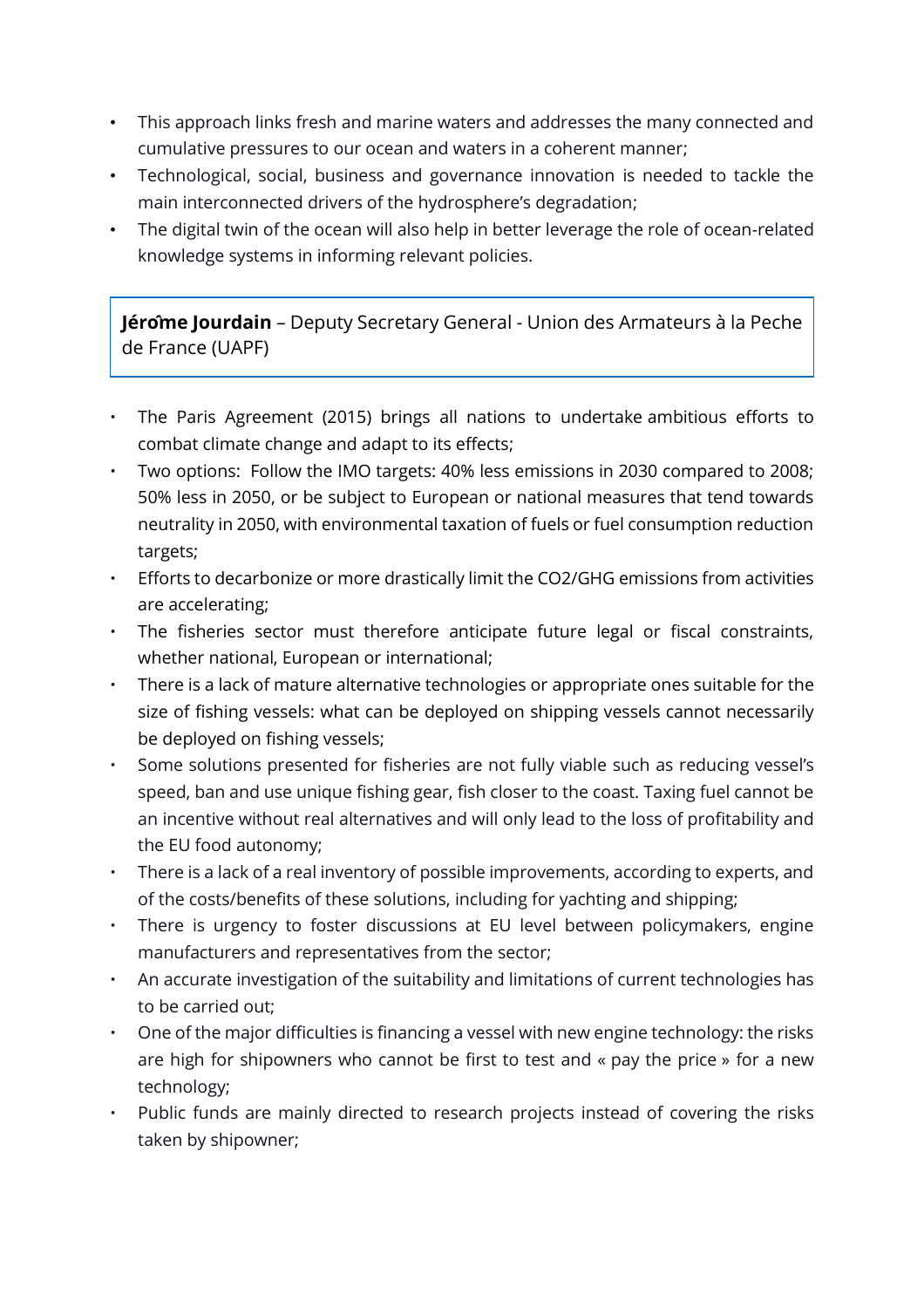- This approach links fresh and marine waters and addresses the many connected and cumulative pressures to our ocean and waters in a coherent manner;
- Technological, social, business and governance innovation is needed to tackle the main interconnected drivers of the hydrosphere's degradation;
- The digital twin of the ocean will also help in better leverage the role of ocean-related knowledge systems in informing relevant policies.

**Jérôme Jourdain** – Deputy Secretary General - Union des Armateurs à la Peche de France (UAPF)

- The Paris Agreement (2015) brings all nations to undertake ambitious efforts to combat climate change and adapt to its effects;
- Two options: Follow the IMO targets: 40% less emissions in 2030 compared to 2008; 50% less in 2050, or be subject to European or national measures that tend towards neutrality in 2050, with environmental taxation of fuels or fuel consumption reduction targets;
- Efforts to decarbonize or more drastically limit the $CO_2$/GHG emissions from activities are accelerating;
- The fisheries sector must therefore anticipate future legal or fiscal constraints, whether national, European or international;
- There is a lack of mature alternative technologies or appropriate ones suitable for the size of fishing vessels: what can be deployed on shipping vessels cannot necessarily be deployed on fishing vessels;
- Some solutions presented for fisheries are not fully viable such as reducing vessel's speed, ban and use unique fishing gear, fish closer to the coast. Taxing fuel cannot be an incentive without real alternatives and will only lead to the loss of profitability and the EU food autonomy;
- There is a lack of a real inventory of possible improvements, according to experts, and of the costs/benefits of these solutions, including for yachting and shipping;
- There is urgency to foster discussions at EU level between policymakers, engine manufacturers and representatives from the sector;
- An accurate investigation of the suitability and limitations of current technologies has to be carried out;
- One of the major difficulties is financing a vessel with new engine technology: the risks are high for shipowners who cannot be first to test and « pay the price » for a new technology;
- Public funds are mainly directed to research projects instead of covering the risks taken by shipowner;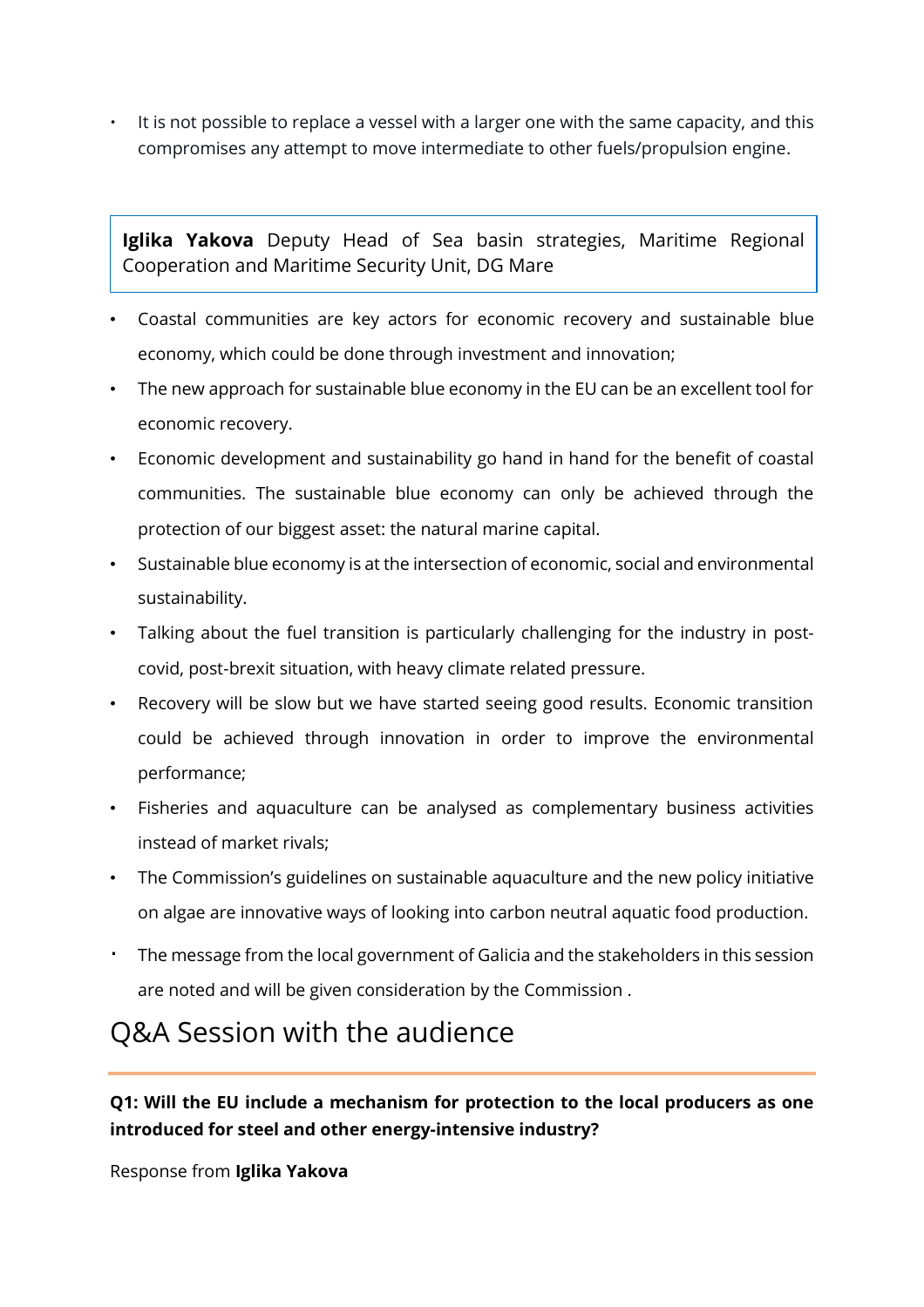- It is not possible to replace a vessel with a larger one with the same capacity, and this compromises any attempt to move intermediate to other fuels/propulsion engine.

**Iglika Yakova** Deputy Head of Sea basin strategies, Maritime Regional Cooperation and Maritime Security Unit, DG Mare

- Coastal communities are key actors for economic recovery and sustainable blue economy, which could be done through investment and innovation;
- The new approach for sustainable blue economy in the EU can be an excellent tool for economic recovery.
- Economic development and sustainability go hand in hand for the benefit of coastal communities. The sustainable blue economy can only be achieved through the protection of our biggest asset: the natural marine capital.
- Sustainable blue economy is at the intersection of economic, social and environmental sustainability.
- Talking about the fuel transition is particularly challenging for the industry in post-covid, post-brexit situation, with heavy climate related pressure.
- Recovery will be slow but we have started seeing good results. Economic transition could be achieved through innovation in order to improve the environmental performance;
- Fisheries and aquaculture can be analysed as complementary business activities instead of market rivals;
- The Commission's guidelines on sustainable aquaculture and the new policy initiative on algae are innovative ways of looking into carbon neutral aquatic food production.
- The message from the local government of Galicia and the stakeholders in this session are noted and will be given consideration by the Commission .

# Q&A Session with the audience

**Q1: Will the EU include a mechanism for protection to the local producers as one introduced for steel and other energy-intensive industry?**

Response from **Iglika Yakova**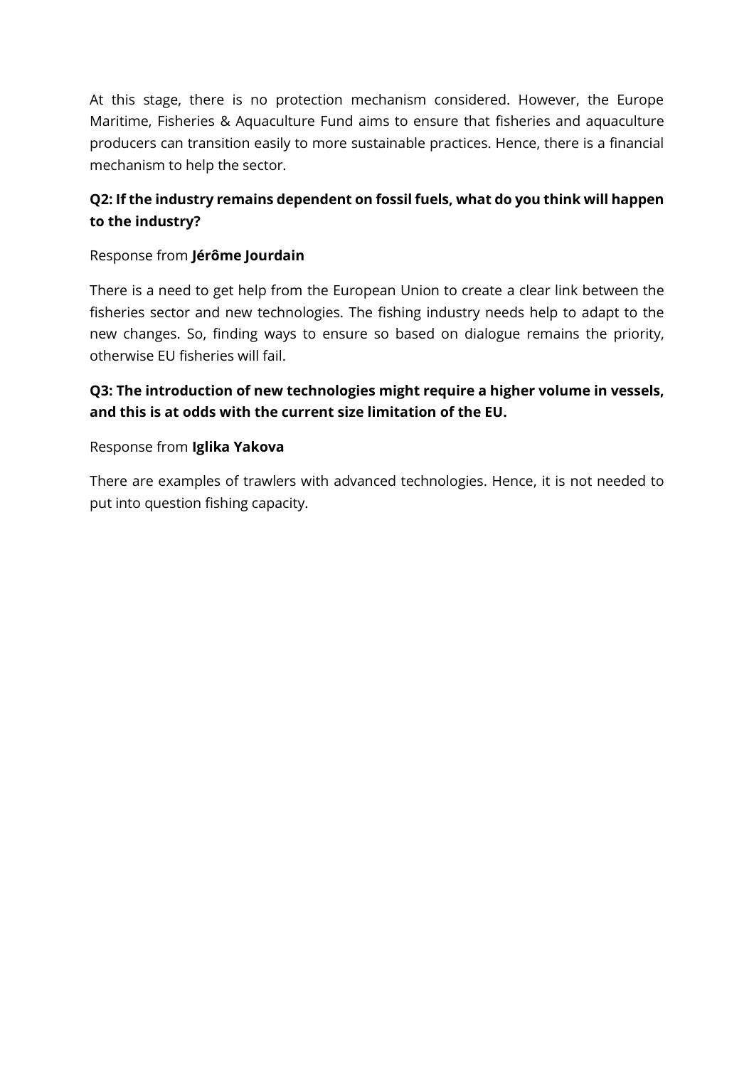At this stage, there is no protection mechanism considered. However, the Europe Maritime, Fisheries & Aquaculture Fund aims to ensure that fisheries and aquaculture producers can transition easily to more sustainable practices. Hence, there is a financial mechanism to help the sector.

**Q2: If the industry remains dependent on fossil fuels, what do you think will happen to the industry?**

Response from **Jérôme Jourdain**

There is a need to get help from the European Union to create a clear link between the fisheries sector and new technologies. The fishing industry needs help to adapt to the new changes. So, finding ways to ensure so based on dialogue remains the priority, otherwise EU fisheries will fail.

**Q3: The introduction of new technologies might require a higher volume in vessels, and this is at odds with the current size limitation of the EU.**

Response from **Iglika Yakova**

There are examples of trawlers with advanced technologies. Hence, it is not needed to put into question fishing capacity.